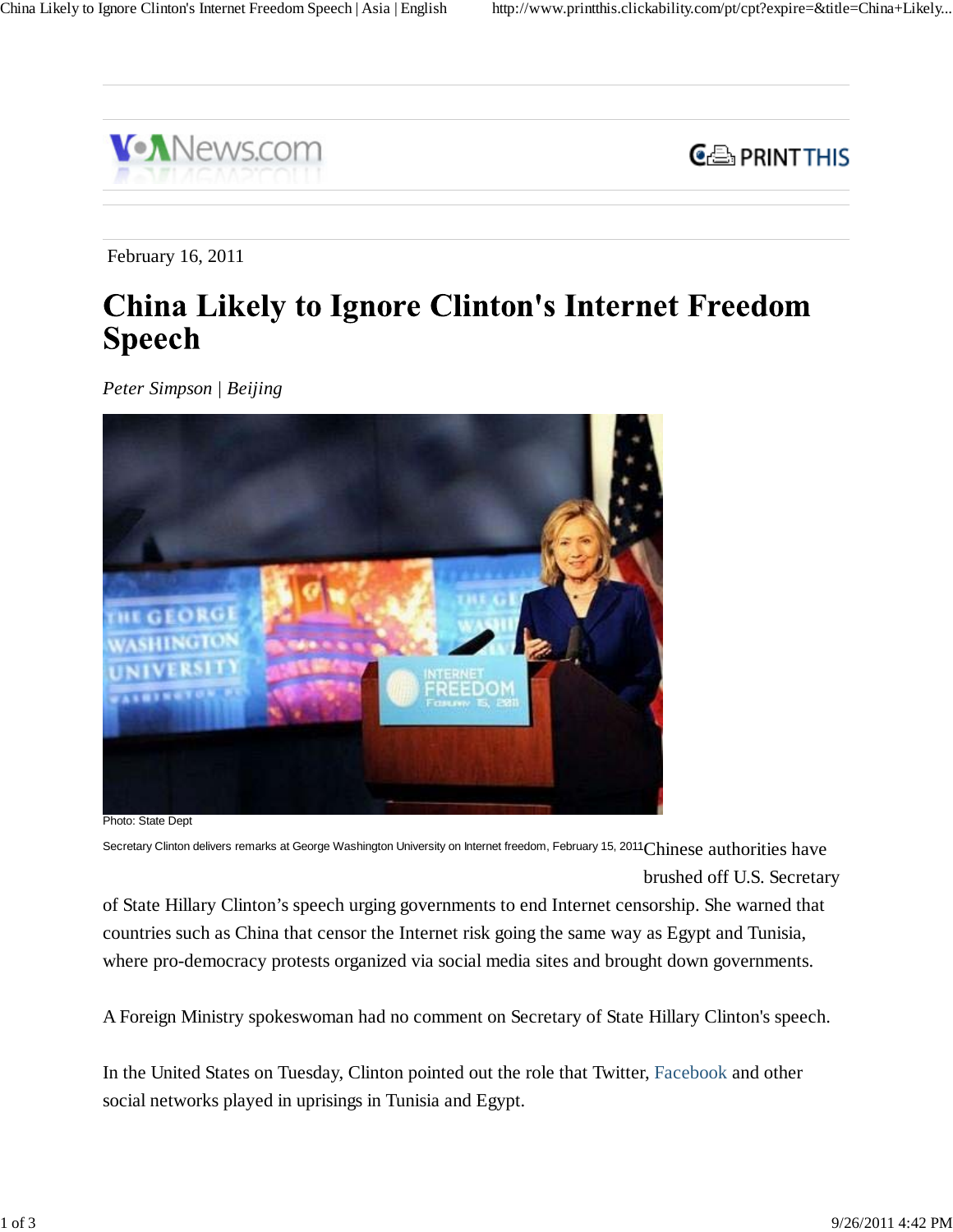February 16, 2011

# China Likely to Ignore Clinton's Internet Freedom Speech

*Peter Simpson | Beijing*

Photo: State Dept

Secretary Clinton delivers remarks at George Washington University on Internet freedom, February 15, 2011

Chinese authorities have brushed off U.S. Secretary of State Hillary Clinton's speech urging governments to end Internet censorship. She warned that countries such as China that censor the Internet risk going the same way as Egypt and Tunisia, where pro-democracy protests organized via social media sites and brought down governments.

A Foreign Ministry spokeswoman had no comment on Secretary of State Hillary Clinton's speech.

In the United States on Tuesday, Clinton pointed out the role that Twitter, Facebook and other social networks played in uprisings in Tunisia and Egypt.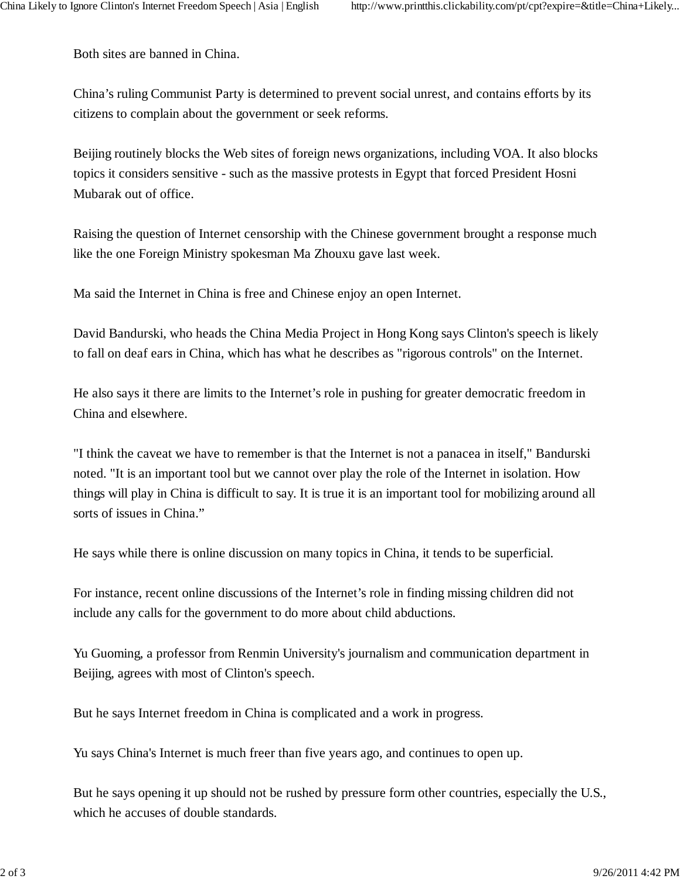Both sites are banned in China.

China’s ruling Communist Party is determined to prevent social unrest, and contains efforts by its citizens to complain about the government or seek reforms.

Beijing routinely blocks the Web sites of foreign news organizations, including VOA. It also blocks topics it considers sensitive - such as the massive protests in Egypt that forced President Hosni Mubarak out of office.

Raising the question of Internet censorship with the Chinese government brought a response much like the one Foreign Ministry spokesman Ma Zhouxu gave last week.

Ma said the Internet in China is free and Chinese enjoy an open Internet.

David Bandurski, who heads the China Media Project in Hong Kong says Clinton's speech is likely to fall on deaf ears in China, which has what he describes as "rigorous controls" on the Internet.

He also says it there are limits to the Internet’s role in pushing for greater democratic freedom in China and elsewhere.

"I think the caveat we have to remember is that the Internet is not a panacea in itself," Bandurski noted. "It is an important tool but we cannot over play the role of the Internet in isolation. How things will play in China is difficult to say. It is true it is an important tool for mobilizing around all sorts of issues in China.”

He says while there is online discussion on many topics in China, it tends to be superficial.

For instance, recent online discussions of the Internet’s role in finding missing children did not include any calls for the government to do more about child abductions.

Yu Guoming, a professor from Renmin University's journalism and communication department in Beijing, agrees with most of Clinton's speech.

But he says Internet freedom in China is complicated and a work in progress.

Yu says China's Internet is much freer than five years ago, and continues to open up.

But he says opening it up should not be rushed by pressure form other countries, especially the U.S., which he accuses of double standards.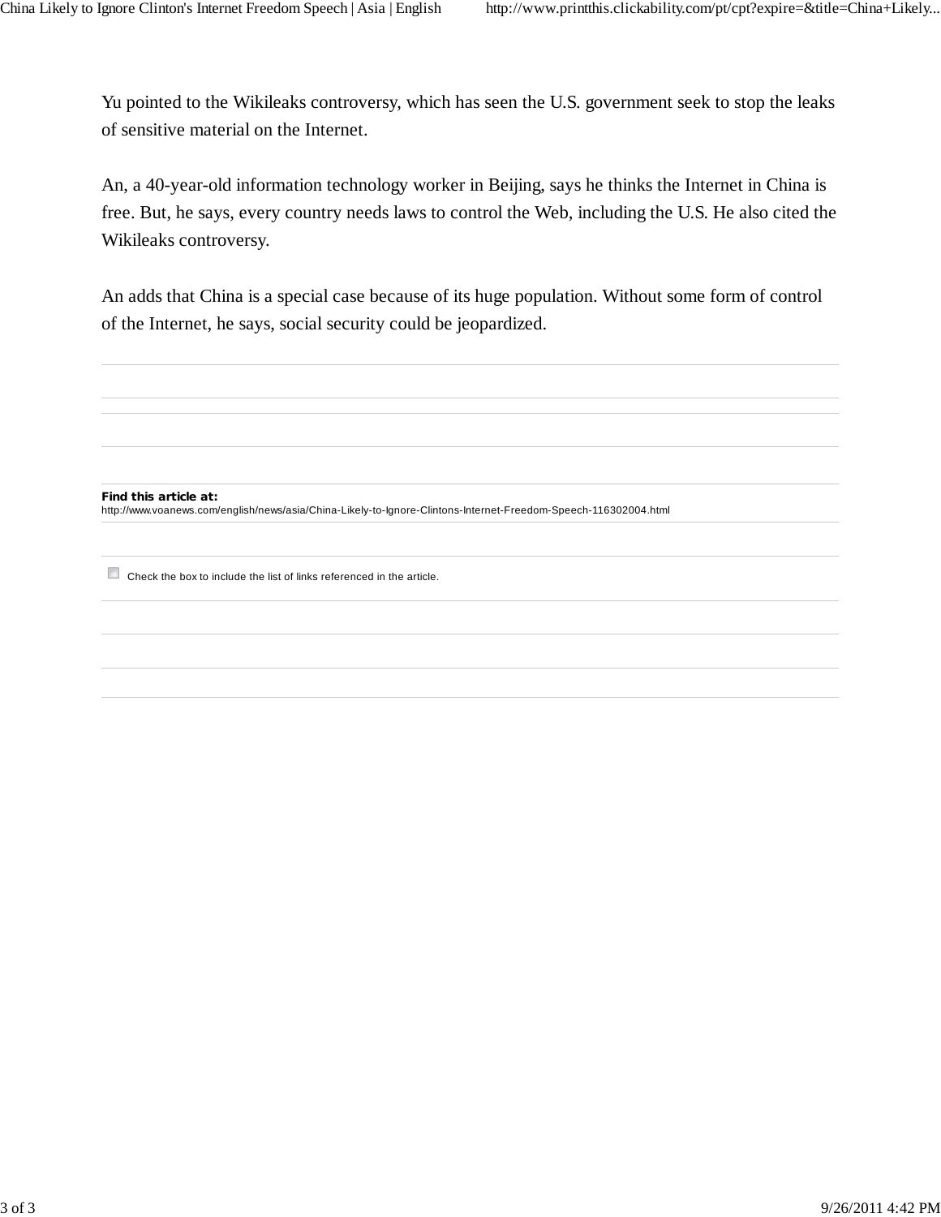Yu pointed to the Wikileaks controversy, which has seen the U.S. government seek to stop the leaks of sensitive material on the Internet.

An, a 40-year-old information technology worker in Beijing, says he thinks the Internet in China is free. But, he says, every country needs laws to control the Web, including the U.S. He also cited the Wikileaks controversy.

An adds that China is a special case because of its huge population. Without some form of control of the Internet, he says, social security could be jeopardized.

---

**Find this article at:**
http://www.voanews.com/english/news/asia/China-Likely-to-Ignore-Clintons-Internet-Freedom-Speech-116302004.html

---

☐ Check the box to include the list of links referenced in the article.